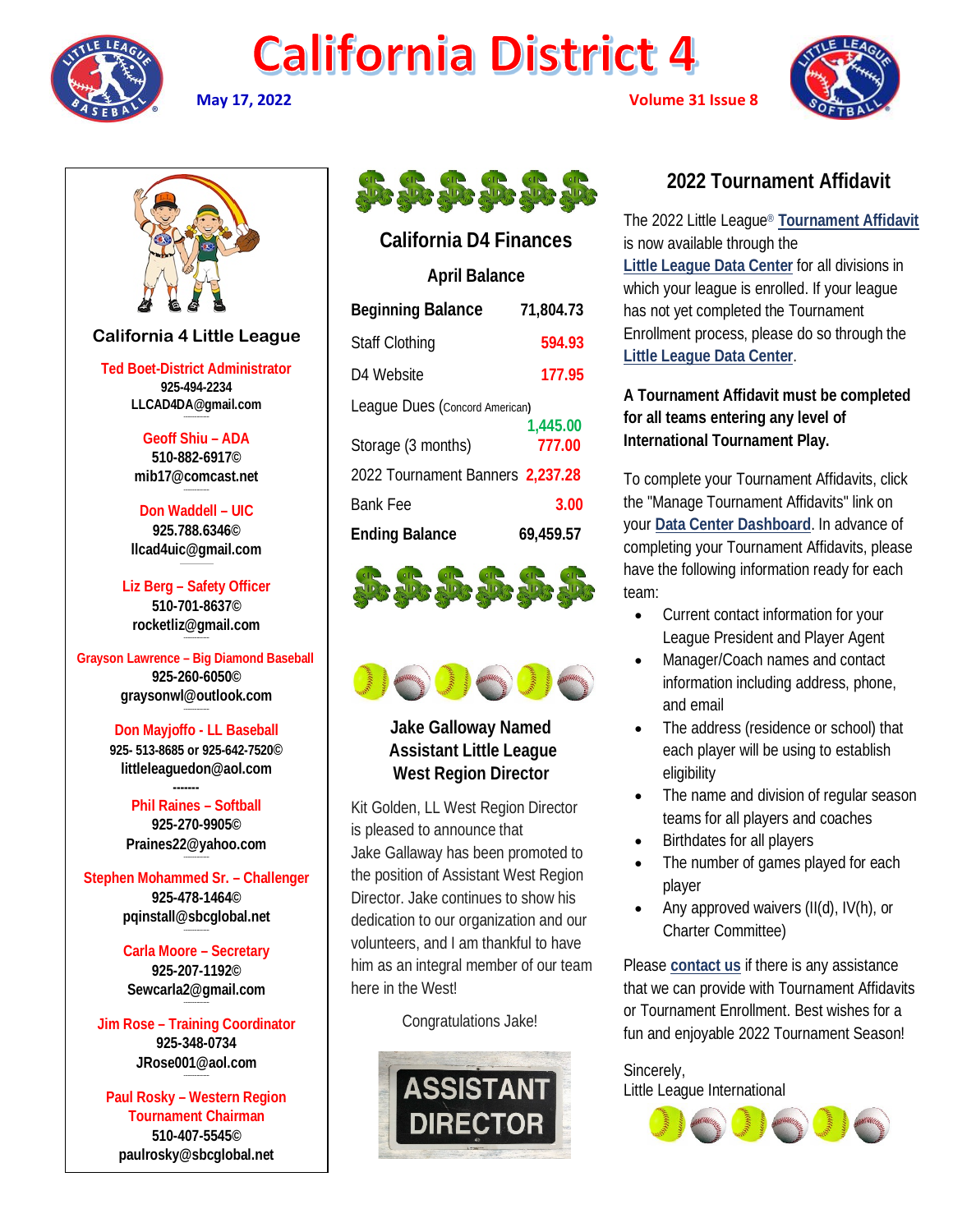# California District 4

**May 17, 2022** **Volume 31 Issue 8**

## California 4 Little League

**Ted Boet-District Administrator**
925-494-2234
LLCAD4DA@gmail.com

**Geoff Shiu – ADA**
510-882-6917©
mib17@comcast.net

**Don Waddell – UIC**
925.788.6346©
llcad4uic@gmail.com

**Liz Berg – Safety Officer**
510-701-8637©
rocketliz@gmail.com

**Grayson Lawrence – Big Diamond Baseball**
925-260-6050©
graysonwl@outlook.com

**Don Mayjoffo - LL Baseball**
925- 513-8685 or 925-642-7520©
littleleaguedon@aol.com

-------

**Phil Raines – Softball**
925-270-9905©
Praines22@yahoo.com

**Stephen Mohammed Sr. – Challenger**
925-478-1464©
pqinstall@sbcglobal.net

**Carla Moore – Secretary**
925-207-1192©
Sewcarla2@gmail.com

**Jim Rose – Training Coordinator**
925-348-0734
JRose001@aol.com

**Paul Rosky – Western Region Tournament Chairman**
510-407-5545©
paulrosky@sbcglobal.net

## California D4 Finances

### April Balance

| | |
|---|---|
| **Beginning Balance** | **71,804.73** |
| Staff Clothing | 594.93 |
| D4 Website | 177.95 |
| League Dues (Concord American) | 1,445.00 |
| Storage (3 months) | 777.00 |
| 2022 Tournament Banners | 2,237.28 |
| Bank Fee | 3.00 |
| **Ending Balance** | **69,459.57** |

## Jake Galloway Named Assistant Little League West Region Director

Kit Golden, LL West Region Director is pleased to announce that Jake Gallaway has been promoted to the position of Assistant West Region Director. Jake continues to show his dedication to our organization and our volunteers, and I am thankful to have him as an integral member of our team here in the West!

Congratulations Jake!

ASSISTANT DIRECTOR

## 2022 Tournament Affidavit

The 2022 Little League® Tournament Affidavit is now available through the Little League Data Center for all divisions in which your league is enrolled. If your league has not yet completed the Tournament Enrollment process, please do so through the Little League Data Center.

**A Tournament Affidavit must be completed for all teams entering any level of International Tournament Play.**

To complete your Tournament Affidavits, click the "Manage Tournament Affidavits" link on your Data Center Dashboard. In advance of completing your Tournament Affidavits, please have the following information ready for each team:

- Current contact information for your League President and Player Agent
- Manager/Coach names and contact information including address, phone, and email
- The address (residence or school) that each player will be using to establish eligibility
- The name and division of regular season teams for all players and coaches
- Birthdates for all players
- The number of games played for each player
- Any approved waivers (II(d), IV(h), or Charter Committee)

Please contact us if there is any assistance that we can provide with Tournament Affidavits or Tournament Enrollment. Best wishes for a fun and enjoyable 2022 Tournament Season!

Sincerely,
Little League International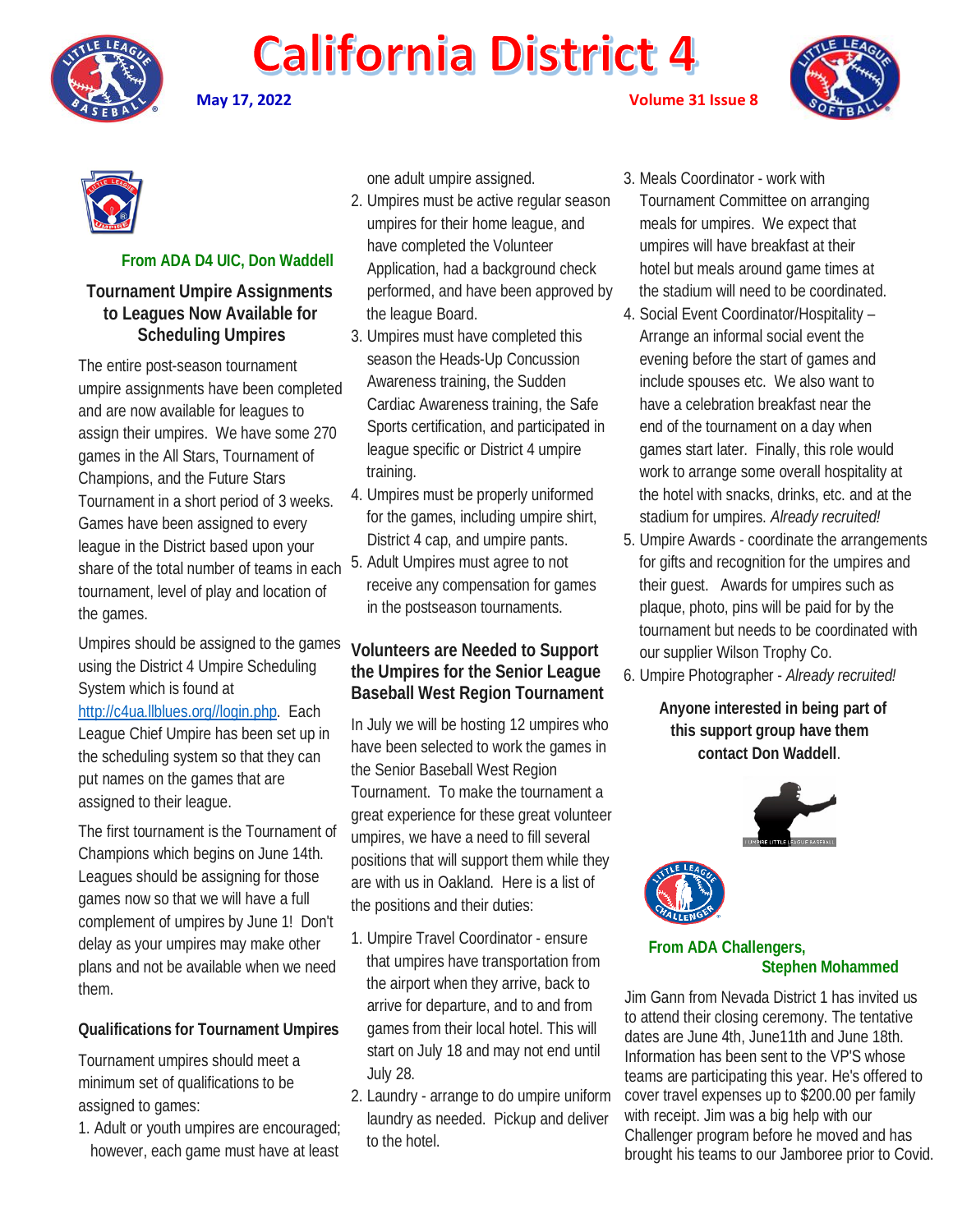# California District 4

**May 17, 2022**

**Volume 31 Issue 8**

**From ADA D4 UIC, Don Waddell**

## Tournament Umpire Assignments to Leagues Now Available for Scheduling Umpires

The entire post-season tournament umpire assignments have been completed and are now available for leagues to assign their umpires. We have some 270 games in the All Stars, Tournament of Champions, and the Future Stars Tournament in a short period of 3 weeks. Games have been assigned to every league in the District based upon your share of the total number of teams in each tournament, level of play and location of the games.

Umpires should be assigned to the games using the District 4 Umpire Scheduling System which is found at http://c4ua.llblues.org//login.php. Each League Chief Umpire has been set up in the scheduling system so that they can put names on the games that are assigned to their league.

The first tournament is the Tournament of Champions which begins on June 14th. Leagues should be assigning for those games now so that we will have a full complement of umpires by June 1! Don't delay as your umpires may make other plans and not be available when we need them.

### Qualifications for Tournament Umpires

Tournament umpires should meet a minimum set of qualifications to be assigned to games:

1. Adult or youth umpires are encouraged; however, each game must have at least one adult umpire assigned.
2. Umpires must be active regular season umpires for their home league, and have completed the Volunteer Application, had a background check performed, and have been approved by the league Board.
3. Umpires must have completed this season the Heads-Up Concussion Awareness training, the Sudden Cardiac Awareness training, the Safe Sports certification, and participated in league specific or District 4 umpire training.
4. Umpires must be properly uniformed for the games, including umpire shirt, District 4 cap, and umpire pants.
5. Adult Umpires must agree to not receive any compensation for games in the postseason tournaments.

## Volunteers are Needed to Support the Umpires for the Senior League Baseball West Region Tournament

In July we will be hosting 12 umpires who have been selected to work the games in the Senior Baseball West Region Tournament. To make the tournament a great experience for these great volunteer umpires, we have a need to fill several positions that will support them while they are with us in Oakland. Here is a list of the positions and their duties:

1. Umpire Travel Coordinator - ensure that umpires have transportation from the airport when they arrive, back to arrive for departure, and to and from games from their local hotel. This will start on July 18 and may not end until July 28.
2. Laundry - arrange to do umpire uniform laundry as needed. Pickup and deliver to the hotel.
3. Meals Coordinator - work with Tournament Committee on arranging meals for umpires. We expect that umpires will have breakfast at their hotel but meals around game times at the stadium will need to be coordinated.
4. Social Event Coordinator/Hospitality – Arrange an informal social event the evening before the start of games and include spouses etc. We also want to have a celebration breakfast near the end of the tournament on a day when games start later. Finally, this role would work to arrange some overall hospitality at the hotel with snacks, drinks, etc. and at the stadium for umpires. *Already recruited!*
5. Umpire Awards - coordinate the arrangements for gifts and recognition for the umpires and their guest. Awards for umpires such as plaque, photo, pins will be paid for by the tournament but needs to be coordinated with our supplier Wilson Trophy Co.
6. Umpire Photographer - *Already recruited!*

**Anyone interested in being part of this support group have them contact Don Waddell.**

**From ADA Challengers, Stephen Mohammed**

Jim Gann from Nevada District 1 has invited us to attend their closing ceremony. The tentative dates are June 4th, June11th and June 18th. Information has been sent to the VP'S whose teams are participating this year. He's offered to cover travel expenses up to $200.00 per family with receipt. Jim was a big help with our Challenger program before he moved and has brought his teams to our Jamboree prior to Covid.